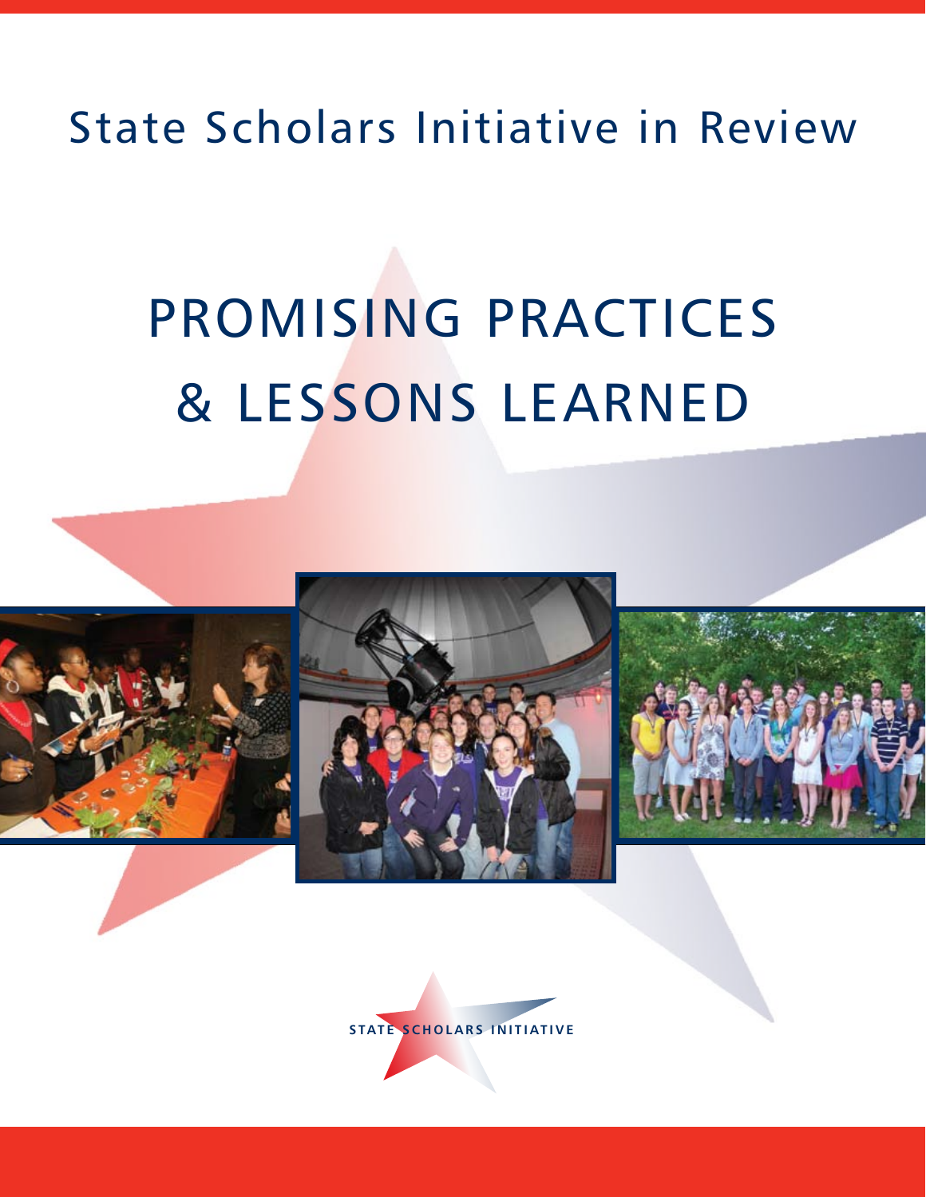State Scholars Initiative in Review

# PROMISING PRACTICES & LESSONS LEARNED

STATE SCHOLARS INITIATIVE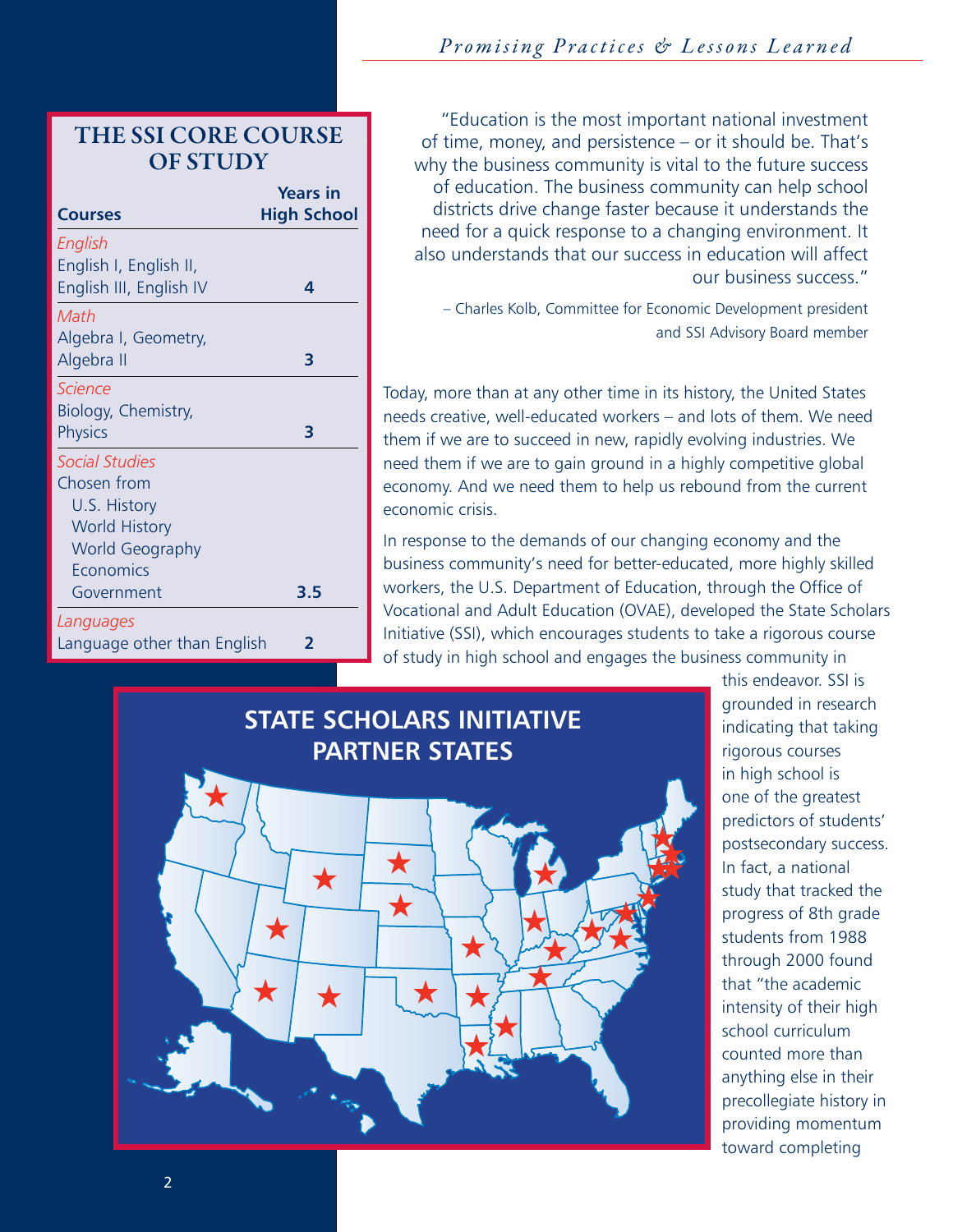## THE SSI CORE COURSE OF STUDY

| Courses | Years in High School |
|---|---|
| *English*<br>English I, English II, English III, English IV | 4 |
| *Math*<br>Algebra I, Geometry, Algebra II | 3 |
| *Science*<br>Biology, Chemistry, Physics | 3 |
| *Social Studies*<br>Chosen from U.S. History, World History, World Geography, Economics, Government | 3.5 |
| *Languages*<br>Language other than English | 2 |

"Education is the most important national investment of time, money, and persistence – or it should be. That's why the business community is vital to the future success of education. The business community can help school districts drive change faster because it understands the need for a quick response to a changing environment. It also understands that our success in education will affect our business success."

– Charles Kolb, Committee for Economic Development president and SSI Advisory Board member

Today, more than at any other time in its history, the United States needs creative, well-educated workers – and lots of them. We need them if we are to succeed in new, rapidly evolving industries. We need them if we are to gain ground in a highly competitive global economy. And we need them to help us rebound from the current economic crisis.

In response to the demands of our changing economy and the business community's need for better-educated, more highly skilled workers, the U.S. Department of Education, through the Office of Vocational and Adult Education (OVAE), developed the State Scholars Initiative (SSI), which encourages students to take a rigorous course of study in high school and engages the business community in this endeavor. SSI is grounded in research indicating that taking rigorous courses in high school is one of the greatest predictors of students' postsecondary success. In fact, a national study that tracked the progress of 8th grade students from 1988 through 2000 found that "the academic intensity of their high school curriculum counted more than anything else in their precollegiate history in providing momentum toward completing

**STATE SCHOLARS INITIATIVE PARTNER STATES**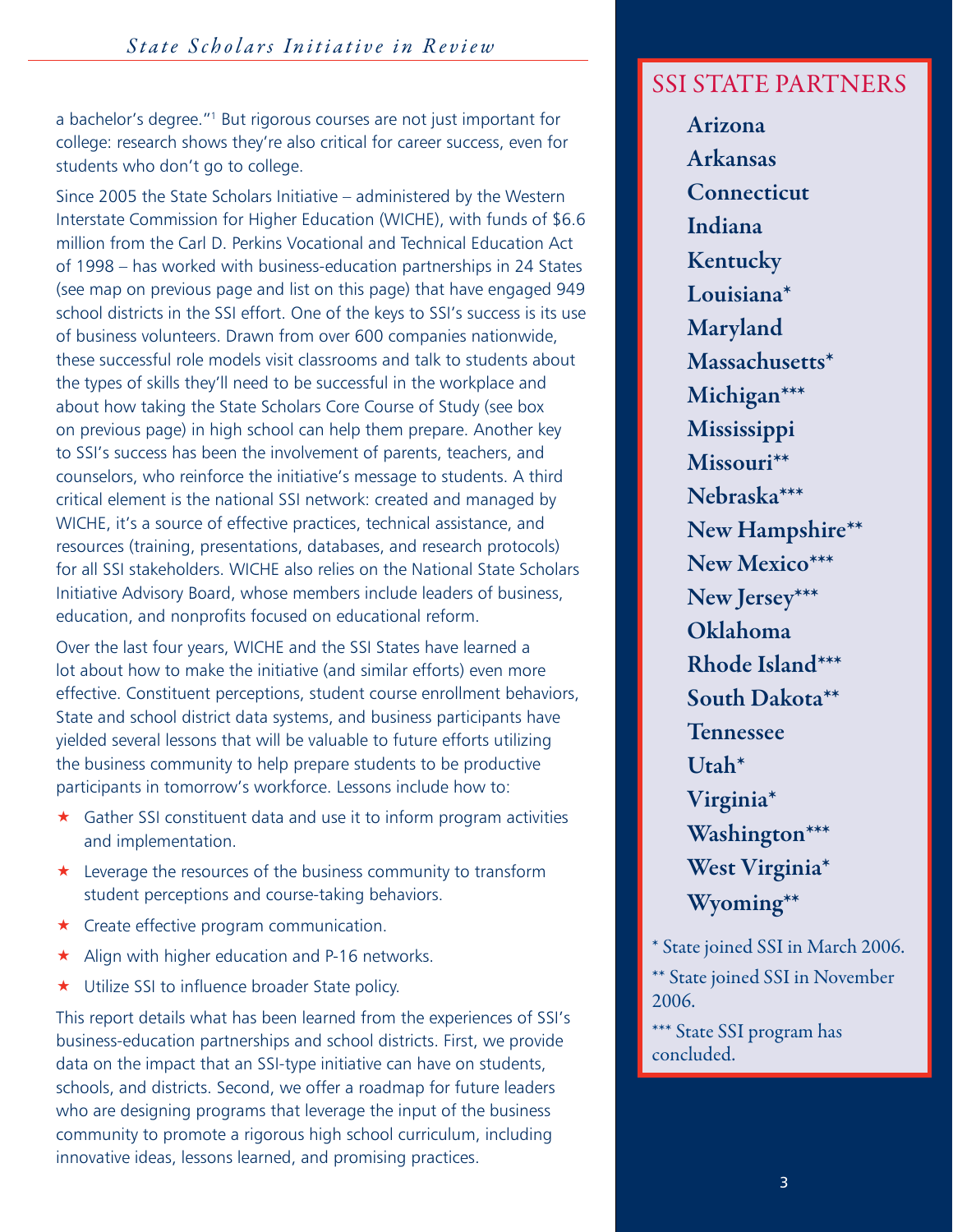a bachelor's degree."[1] But rigorous courses are not just important for college: research shows they're also critical for career success, even for students who don't go to college.

Since 2005 the State Scholars Initiative – administered by the Western Interstate Commission for Higher Education (WICHE), with funds of $6.6 million from the Carl D. Perkins Vocational and Technical Education Act of 1998 – has worked with business-education partnerships in 24 States (see map on previous page and list on this page) that have engaged 949 school districts in the SSI effort. One of the keys to SSI's success is its use of business volunteers. Drawn from over 600 companies nationwide, these successful role models visit classrooms and talk to students about the types of skills they'll need to be successful in the workplace and about how taking the State Scholars Core Course of Study (see box on previous page) in high school can help them prepare. Another key to SSI's success has been the involvement of parents, teachers, and counselors, who reinforce the initiative's message to students. A third critical element is the national SSI network: created and managed by WICHE, it's a source of effective practices, technical assistance, and resources (training, presentations, databases, and research protocols) for all SSI stakeholders. WICHE also relies on the National State Scholars Initiative Advisory Board, whose members include leaders of business, education, and nonprofits focused on educational reform.

Over the last four years, WICHE and the SSI States have learned a lot about how to make the initiative (and similar efforts) even more effective. Constituent perceptions, student course enrollment behaviors, State and school district data systems, and business participants have yielded several lessons that will be valuable to future efforts utilizing the business community to help prepare students to be productive participants in tomorrow's workforce. Lessons include how to:

- Gather SSI constituent data and use it to inform program activities and implementation.
- Leverage the resources of the business community to transform student perceptions and course-taking behaviors.
- Create effective program communication.
- Align with higher education and P-16 networks.
- Utilize SSI to influence broader State policy.

This report details what has been learned from the experiences of SSI's business-education partnerships and school districts. First, we provide data on the impact that an SSI-type initiative can have on students, schools, and districts. Second, we offer a roadmap for future leaders who are designing programs that leverage the input of the business community to promote a rigorous high school curriculum, including innovative ideas, lessons learned, and promising practices.

## SSI STATE PARTNERS

**Arizona**
**Arkansas**
**Connecticut**
**Indiana**
**Kentucky**
**Louisiana***
**Maryland**
**Massachusetts***
**Michigan*****
**Mississippi**
**Missouri****
**Nebraska*****
**New Hampshire****
**New Mexico*****
**New Jersey*****
**Oklahoma**
**Rhode Island*****
**South Dakota****
**Tennessee**
**Utah***
**Virginia***
**Washington*****
**West Virginia***
**Wyoming****

* State joined SSI in March 2006.

** State joined SSI in November 2006.

*** State SSI program has concluded.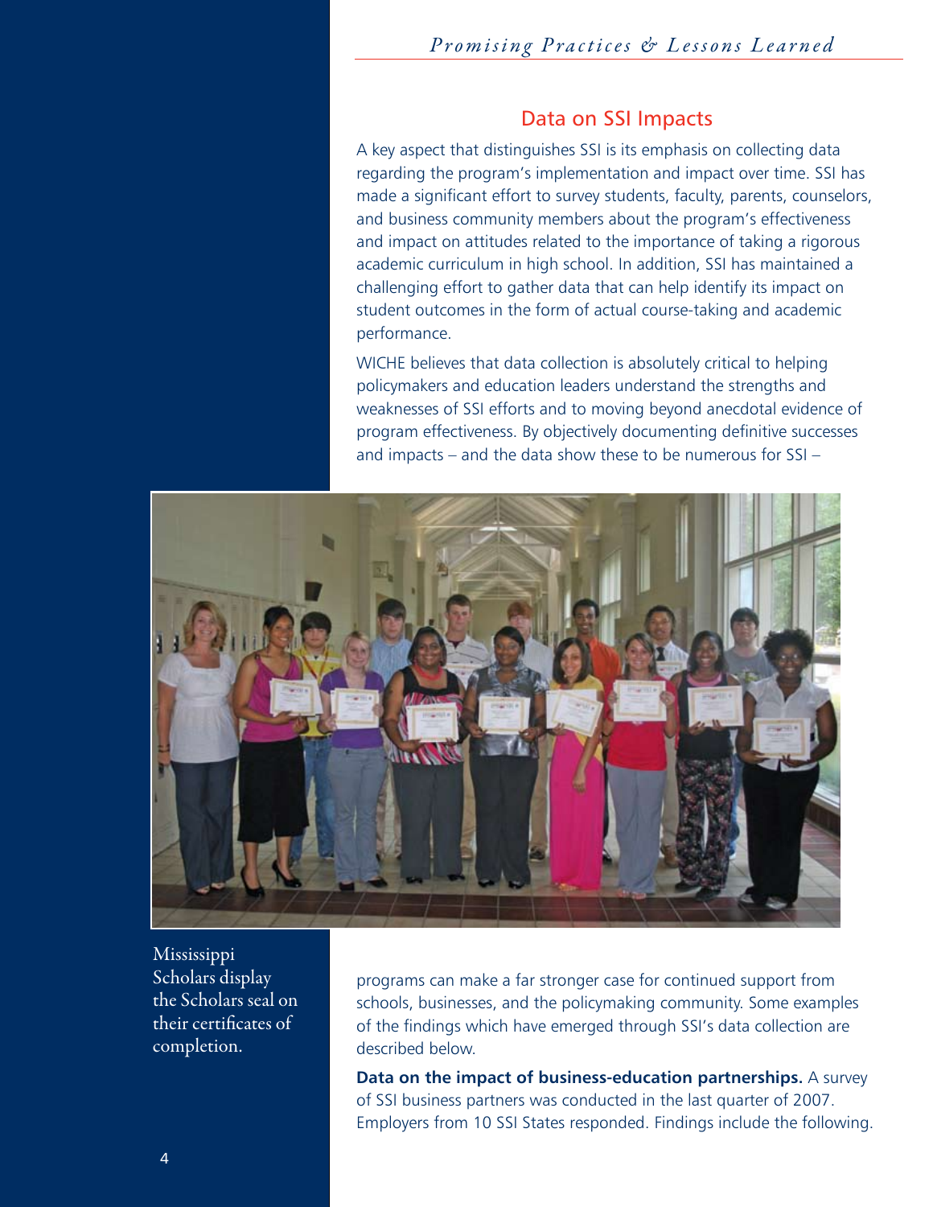## Data on SSI Impacts

A key aspect that distinguishes SSI is its emphasis on collecting data regarding the program's implementation and impact over time. SSI has made a significant effort to survey students, faculty, parents, counselors, and business community members about the program's effectiveness and impact on attitudes related to the importance of taking a rigorous academic curriculum in high school. In addition, SSI has maintained a challenging effort to gather data that can help identify its impact on student outcomes in the form of actual course-taking and academic performance.

WICHE believes that data collection is absolutely critical to helping policymakers and education leaders understand the strengths and weaknesses of SSI efforts and to moving beyond anecdotal evidence of program effectiveness. By objectively documenting definitive successes and impacts – and the data show these to be numerous for SSI – programs can make a far stronger case for continued support from schools, businesses, and the policymaking community. Some examples of the findings which have emerged through SSI's data collection are described below.

Mississippi Scholars display the Scholars seal on their certificates of completion.

**Data on the impact of business-education partnerships.** A survey of SSI business partners was conducted in the last quarter of 2007. Employers from 10 SSI States responded. Findings include the following.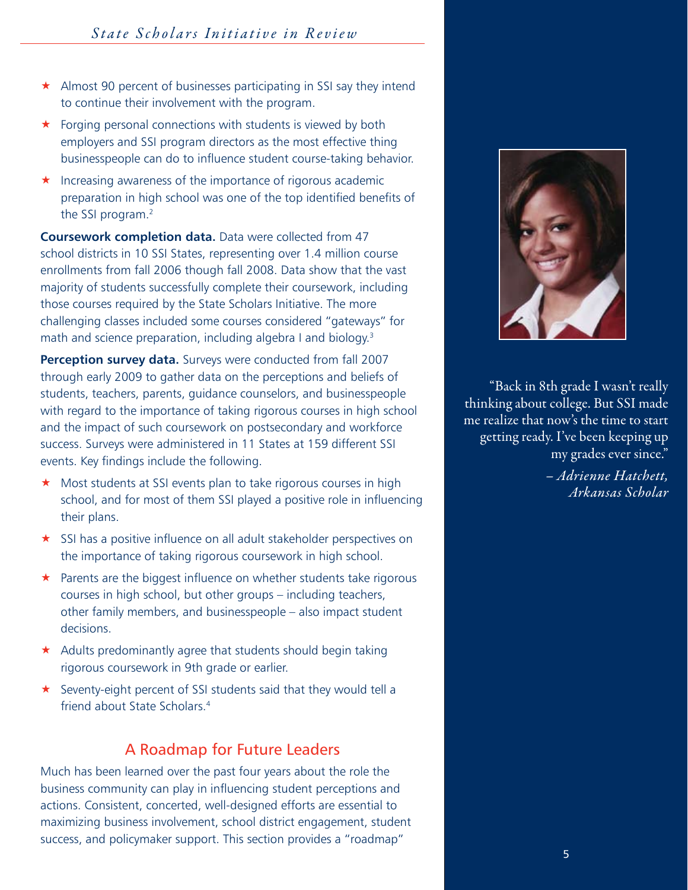- Almost 90 percent of businesses participating in SSI say they intend to continue their involvement with the program.
- Forging personal connections with students is viewed by both employers and SSI program directors as the most effective thing businesspeople can do to influence student course-taking behavior.
- Increasing awareness of the importance of rigorous academic preparation in high school was one of the top identified benefits of the SSI program.[2]

**Coursework completion data.** Data were collected from 47 school districts in 10 SSI States, representing over 1.4 million course enrollments from fall 2006 though fall 2008. Data show that the vast majority of students successfully complete their coursework, including those courses required by the State Scholars Initiative. The more challenging classes included some courses considered "gateways" for math and science preparation, including algebra I and biology.[3]

**Perception survey data.** Surveys were conducted from fall 2007 through early 2009 to gather data on the perceptions and beliefs of students, teachers, parents, guidance counselors, and businesspeople with regard to the importance of taking rigorous courses in high school and the impact of such coursework on postsecondary and workforce success. Surveys were administered in 11 States at 159 different SSI events. Key findings include the following.

- Most students at SSI events plan to take rigorous courses in high school, and for most of them SSI played a positive role in influencing their plans.
- SSI has a positive influence on all adult stakeholder perspectives on the importance of taking rigorous coursework in high school.
- Parents are the biggest influence on whether students take rigorous courses in high school, but other groups – including teachers, other family members, and businesspeople – also impact student decisions.
- Adults predominantly agree that students should begin taking rigorous coursework in 9th grade or earlier.
- Seventy-eight percent of SSI students said that they would tell a friend about State Scholars.[4]

## A Roadmap for Future Leaders

Much has been learned over the past four years about the role the business community can play in influencing student perceptions and actions. Consistent, concerted, well-designed efforts are essential to maximizing business involvement, school district engagement, student success, and policymaker support. This section provides a "roadmap"

"Back in 8th grade I wasn't really thinking about college. But SSI made me realize that now's the time to start getting ready. I've been keeping up my grades ever since."

*– Adrienne Hatchett, Arkansas Scholar*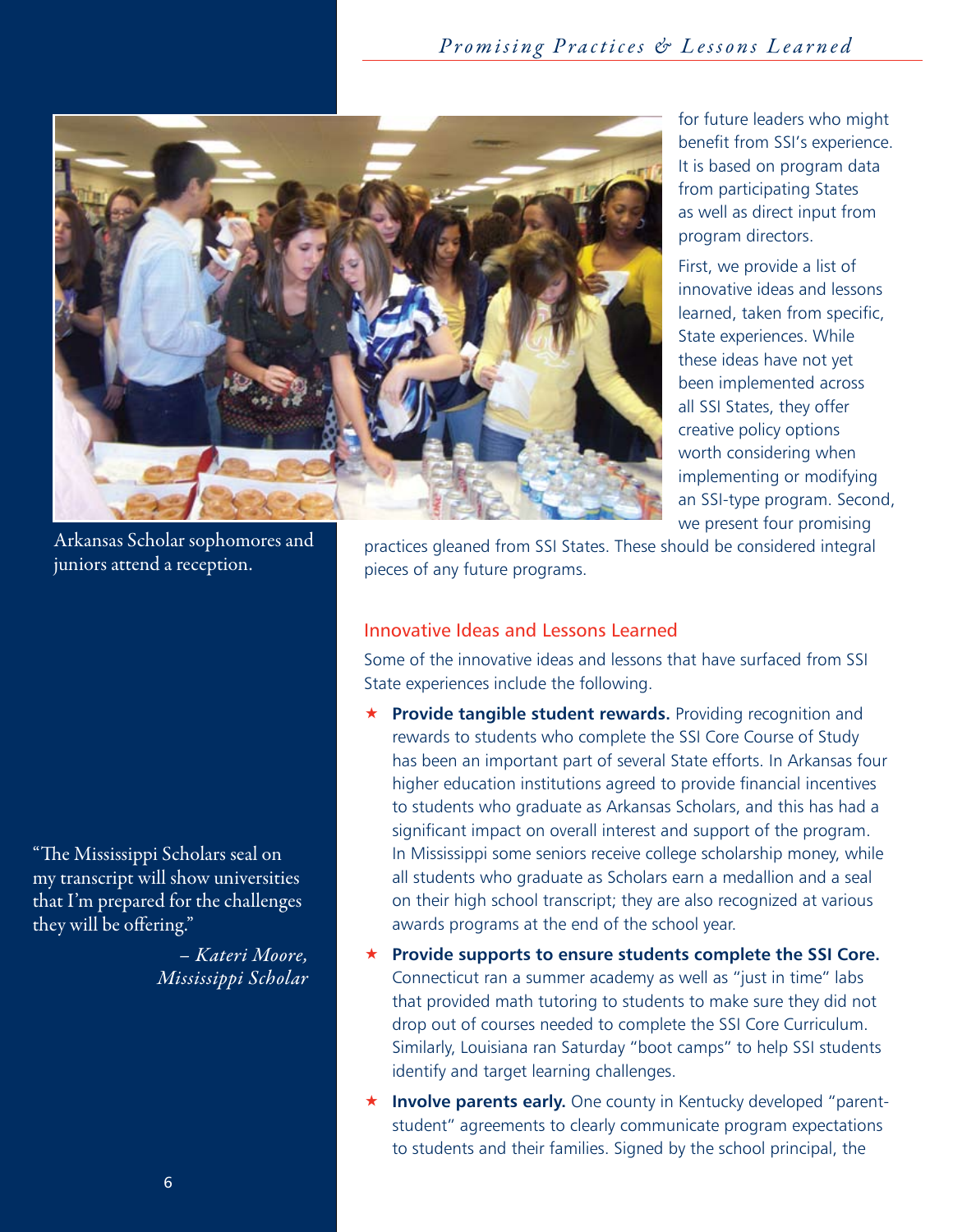Arkansas Scholar sophomores and juniors attend a reception.

for future leaders who might benefit from SSI's experience. It is based on program data from participating States as well as direct input from program directors.

First, we provide a list of innovative ideas and lessons learned, taken from specific, State experiences. While these ideas have not yet been implemented across all SSI States, they offer creative policy options worth considering when implementing or modifying an SSI-type program. Second, we present four promising practices gleaned from SSI States. These should be considered integral pieces of any future programs.

## Innovative Ideas and Lessons Learned

Some of the innovative ideas and lessons that have surfaced from SSI State experiences include the following.

- ★ **Provide tangible student rewards.** Providing recognition and rewards to students who complete the SSI Core Course of Study has been an important part of several State efforts. In Arkansas four higher education institutions agreed to provide financial incentives to students who graduate as Arkansas Scholars, and this has had a significant impact on overall interest and support of the program. In Mississippi some seniors receive college scholarship money, while all students who graduate as Scholars earn a medallion and a seal on their high school transcript; they are also recognized at various awards programs at the end of the school year.
- ★ **Provide supports to ensure students complete the SSI Core.** Connecticut ran a summer academy as well as "just in time" labs that provided math tutoring to students to make sure they did not drop out of courses needed to complete the SSI Core Curriculum. Similarly, Louisiana ran Saturday "boot camps" to help SSI students identify and target learning challenges.
- ★ **Involve parents early.** One county in Kentucky developed "parent-student" agreements to clearly communicate program expectations to students and their families. Signed by the school principal, the

"The Mississippi Scholars seal on my transcript will show universities that I'm prepared for the challenges they will be offering."

*– Kateri Moore, Mississippi Scholar*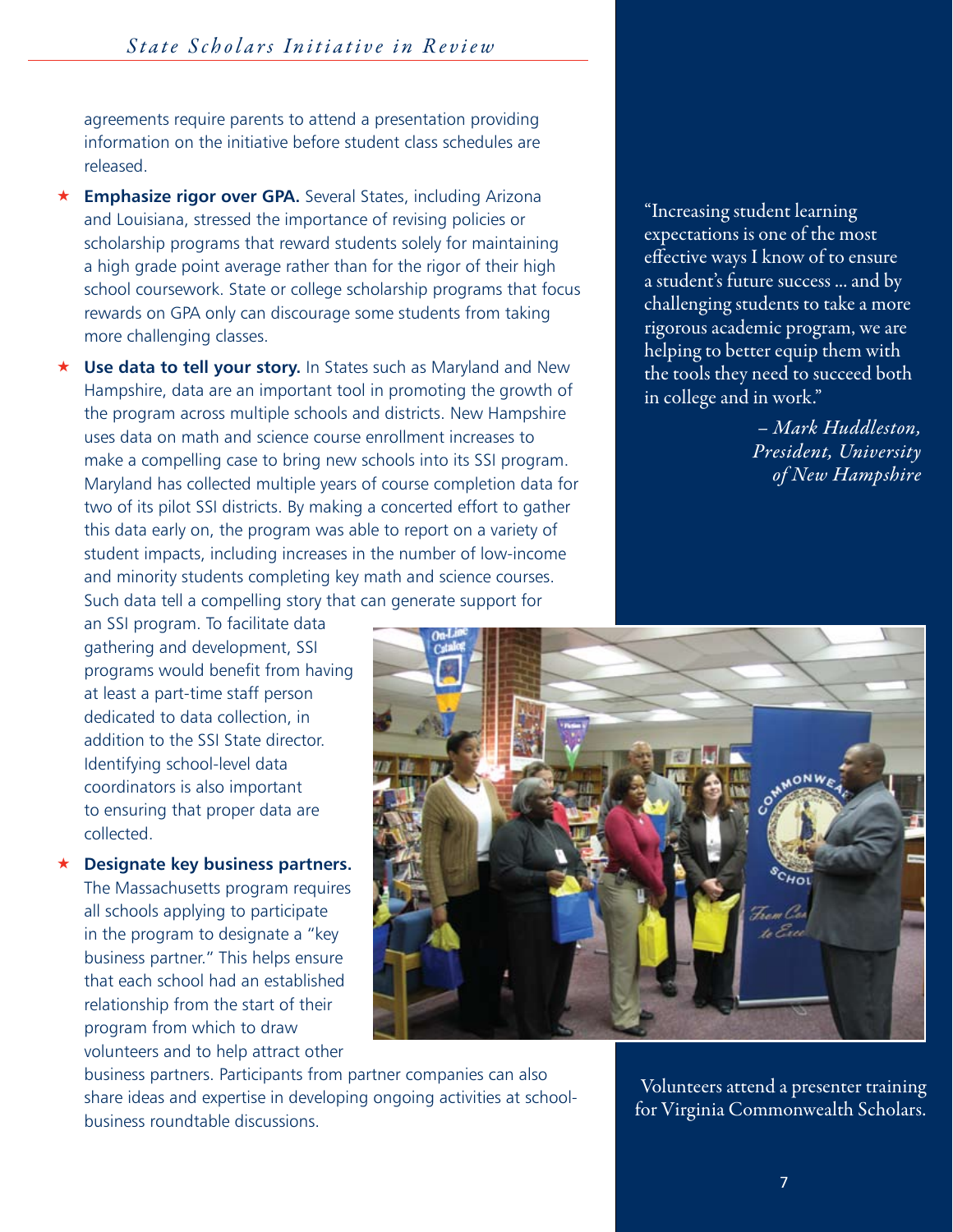agreements require parents to attend a presentation providing information on the initiative before student class schedules are released.

- **Emphasize rigor over GPA.** Several States, including Arizona and Louisiana, stressed the importance of revising policies or scholarship programs that reward students solely for maintaining a high grade point average rather than for the rigor of their high school coursework. State or college scholarship programs that focus rewards on GPA only can discourage some students from taking more challenging classes.
- **Use data to tell your story.** In States such as Maryland and New Hampshire, data are an important tool in promoting the growth of the program across multiple schools and districts. New Hampshire uses data on math and science course enrollment increases to make a compelling case to bring new schools into its SSI program. Maryland has collected multiple years of course completion data for two of its pilot SSI districts. By making a concerted effort to gather this data early on, the program was able to report on a variety of student impacts, including increases in the number of low-income and minority students completing key math and science courses. Such data tell a compelling story that can generate support for an SSI program. To facilitate data gathering and development, SSI programs would benefit from having at least a part-time staff person dedicated to data collection, in addition to the SSI State director. Identifying school-level data coordinators is also important to ensuring that proper data are collected.
- **Designate key business partners.** The Massachusetts program requires all schools applying to participate in the program to designate a "key business partner." This helps ensure that each school had an established relationship from the start of their program from which to draw volunteers and to help attract other business partners. Participants from partner companies can also share ideas and expertise in developing ongoing activities at school-business roundtable discussions.

"Increasing student learning expectations is one of the most effective ways I know of to ensure a student's future success ... and by challenging students to take a more rigorous academic program, we are helping to better equip them with the tools they need to succeed both in college and in work."

*– Mark Huddleston, President, University of New Hampshire*

Volunteers attend a presenter training for Virginia Commonwealth Scholars.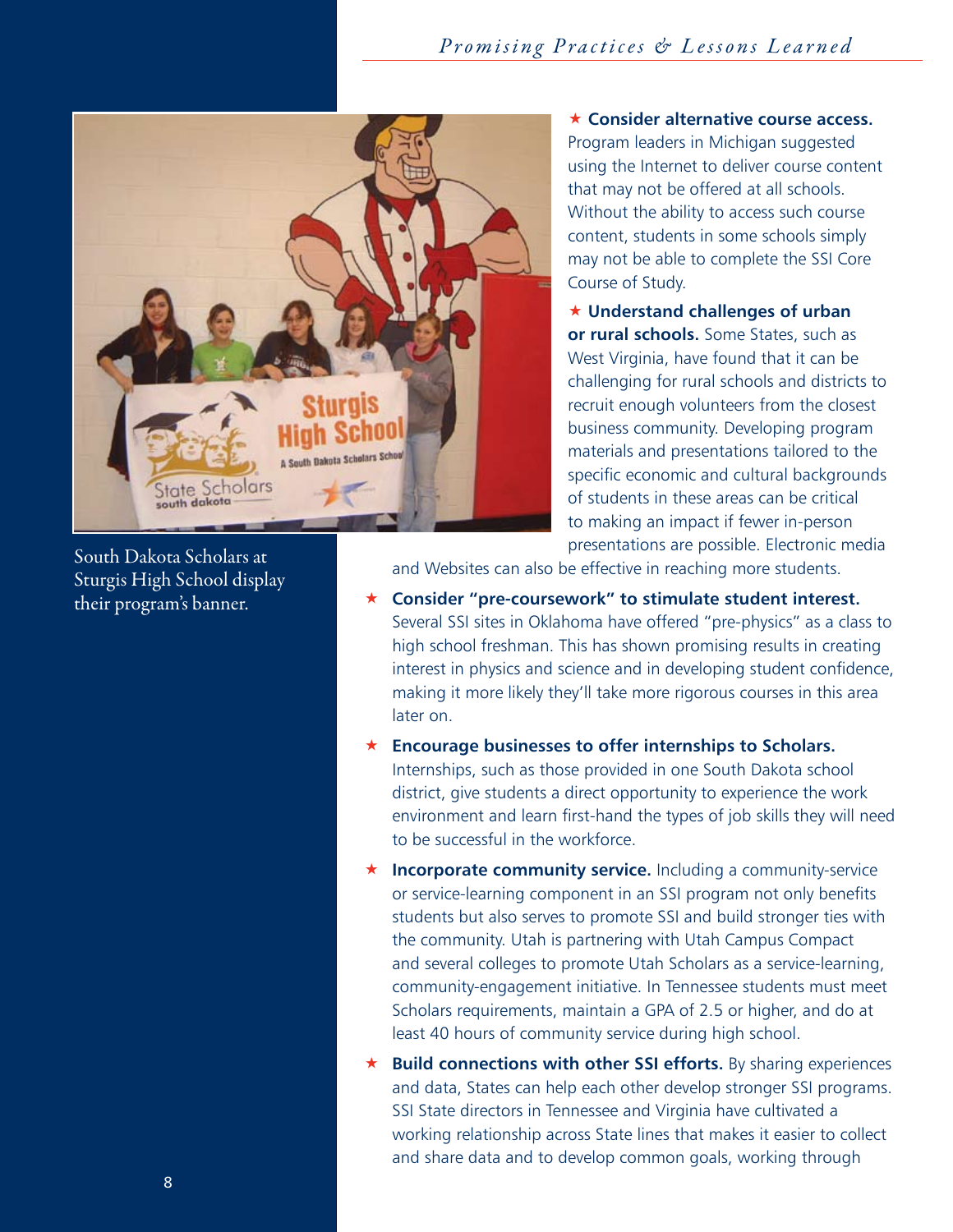South Dakota Scholars at Sturgis High School display their program's banner.

- **Consider alternative course access.** Program leaders in Michigan suggested using the Internet to deliver course content that may not be offered at all schools. Without the ability to access such course content, students in some schools simply may not be able to complete the SSI Core Course of Study.
- **Understand challenges of urban or rural schools.** Some States, such as West Virginia, have found that it can be challenging for rural schools and districts to recruit enough volunteers from the closest business community. Developing program materials and presentations tailored to the specific economic and cultural backgrounds of students in these areas can be critical to making an impact if fewer in-person presentations are possible. Electronic media and Websites can also be effective in reaching more students.
- **Consider "pre-coursework" to stimulate student interest.** Several SSI sites in Oklahoma have offered "pre-physics" as a class to high school freshman. This has shown promising results in creating interest in physics and science and in developing student confidence, making it more likely they'll take more rigorous courses in this area later on.
- **Encourage businesses to offer internships to Scholars.** Internships, such as those provided in one South Dakota school district, give students a direct opportunity to experience the work environment and learn first-hand the types of job skills they will need to be successful in the workforce.
- **Incorporate community service.** Including a community-service or service-learning component in an SSI program not only benefits students but also serves to promote SSI and build stronger ties with the community. Utah is partnering with Utah Campus Compact and several colleges to promote Utah Scholars as a service-learning, community-engagement initiative. In Tennessee students must meet Scholars requirements, maintain a GPA of 2.5 or higher, and do at least 40 hours of community service during high school.
- **Build connections with other SSI efforts.** By sharing experiences and data, States can help each other develop stronger SSI programs. SSI State directors in Tennessee and Virginia have cultivated a working relationship across State lines that makes it easier to collect and share data and to develop common goals, working through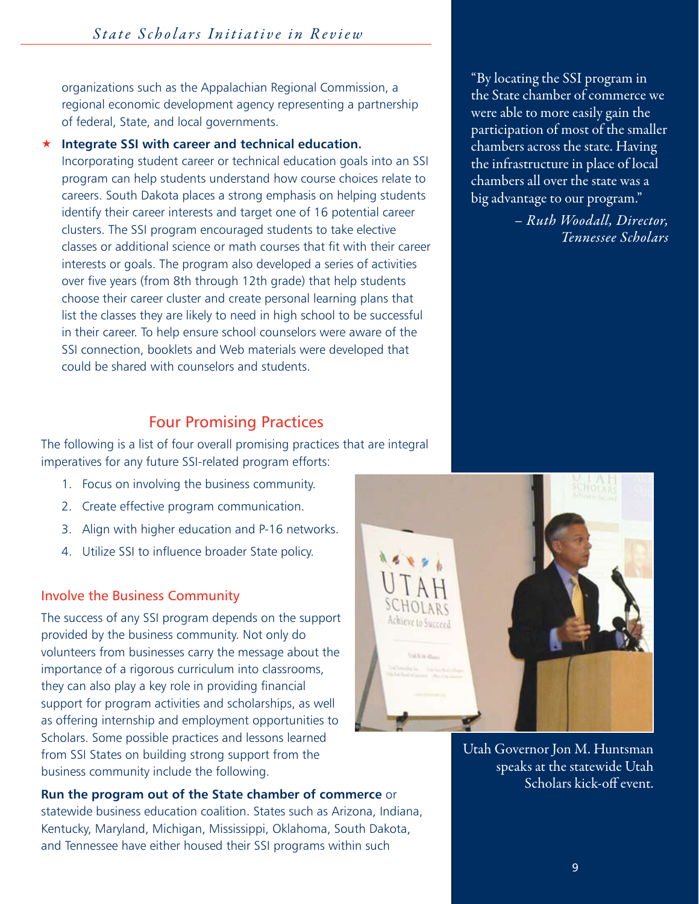organizations such as the Appalachian Regional Commission, a regional economic development agency representing a partnership of federal, State, and local governments.

★ **Integrate SSI with career and technical education.** Incorporating student career or technical education goals into an SSI program can help students understand how course choices relate to careers. South Dakota places a strong emphasis on helping students identify their career interests and target one of 16 potential career clusters. The SSI program encouraged students to take elective classes or additional science or math courses that fit with their career interests or goals. The program also developed a series of activities over five years (from 8th through 12th grade) that help students choose their career cluster and create personal learning plans that list the classes they are likely to need in high school to be successful in their career. To help ensure school counselors were aware of the SSI connection, booklets and Web materials were developed that could be shared with counselors and students.

## Four Promising Practices

The following is a list of four overall promising practices that are integral imperatives for any future SSI-related program efforts:

1. Focus on involving the business community.
2. Create effective program communication.
3. Align with higher education and P-16 networks.
4. Utilize SSI to influence broader State policy.

### Involve the Business Community

The success of any SSI program depends on the support provided by the business community. Not only do volunteers from businesses carry the message about the importance of a rigorous curriculum into classrooms, they can also play a key role in providing financial support for program activities and scholarships, as well as offering internship and employment opportunities to Scholars. Some possible practices and lessons learned from SSI States on building strong support from the business community include the following.

**Run the program out of the State chamber of commerce** or statewide business education coalition. States such as Arizona, Indiana, Kentucky, Maryland, Michigan, Mississippi, Oklahoma, South Dakota, and Tennessee have either housed their SSI programs within such

"By locating the SSI program in the State chamber of commerce we were able to more easily gain the participation of most of the smaller chambers across the state. Having the infrastructure in place of local chambers all over the state was a big advantage to our program."

*– Ruth Woodall, Director, Tennessee Scholars*

Utah Governor Jon M. Huntsman speaks at the statewide Utah Scholars kick-off event.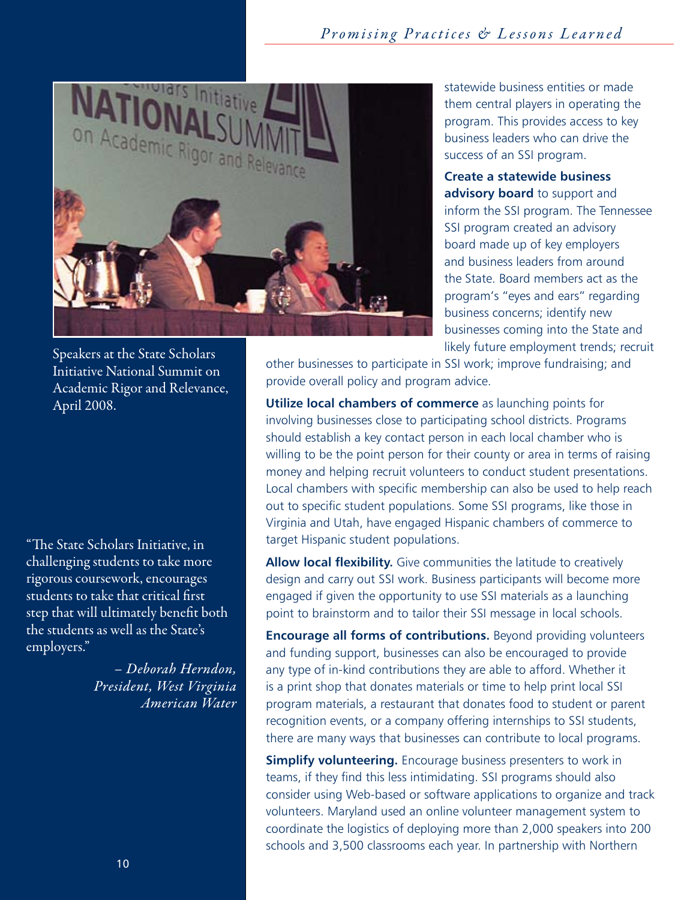Speakers at the State Scholars Initiative National Summit on Academic Rigor and Relevance, April 2008.

statewide business entities or made them central players in operating the program. This provides access to key business leaders who can drive the success of an SSI program.

**Create a statewide business advisory board** to support and inform the SSI program. The Tennessee SSI program created an advisory board made up of key employers and business leaders from around the State. Board members act as the program's "eyes and ears" regarding business concerns; identify new businesses coming into the State and likely future employment trends; recruit other businesses to participate in SSI work; improve fundraising; and provide overall policy and program advice.

**Utilize local chambers of commerce** as launching points for involving businesses close to participating school districts. Programs should establish a key contact person in each local chamber who is willing to be the point person for their county or area in terms of raising money and helping recruit volunteers to conduct student presentations. Local chambers with specific membership can also be used to help reach out to specific student populations. Some SSI programs, like those in Virginia and Utah, have engaged Hispanic chambers of commerce to target Hispanic student populations.

**Allow local flexibility.** Give communities the latitude to creatively design and carry out SSI work. Business participants will become more engaged if given the opportunity to use SSI materials as a launching point to brainstorm and to tailor their SSI message in local schools.

**Encourage all forms of contributions.** Beyond providing volunteers and funding support, businesses can also be encouraged to provide any type of in-kind contributions they are able to afford. Whether it is a print shop that donates materials or time to help print local SSI program materials, a restaurant that donates food to student or parent recognition events, or a company offering internships to SSI students, there are many ways that businesses can contribute to local programs.

**Simplify volunteering.** Encourage business presenters to work in teams, if they find this less intimidating. SSI programs should also consider using Web-based or software applications to organize and track volunteers. Maryland used an online volunteer management system to coordinate the logistics of deploying more than 2,000 speakers into 200 schools and 3,500 classrooms each year. In partnership with Northern

"The State Scholars Initiative, in challenging students to take more rigorous coursework, encourages students to take that critical first step that will ultimately benefit both the students as well as the State's employers."

*– Deborah Herndon, President, West Virginia American Water*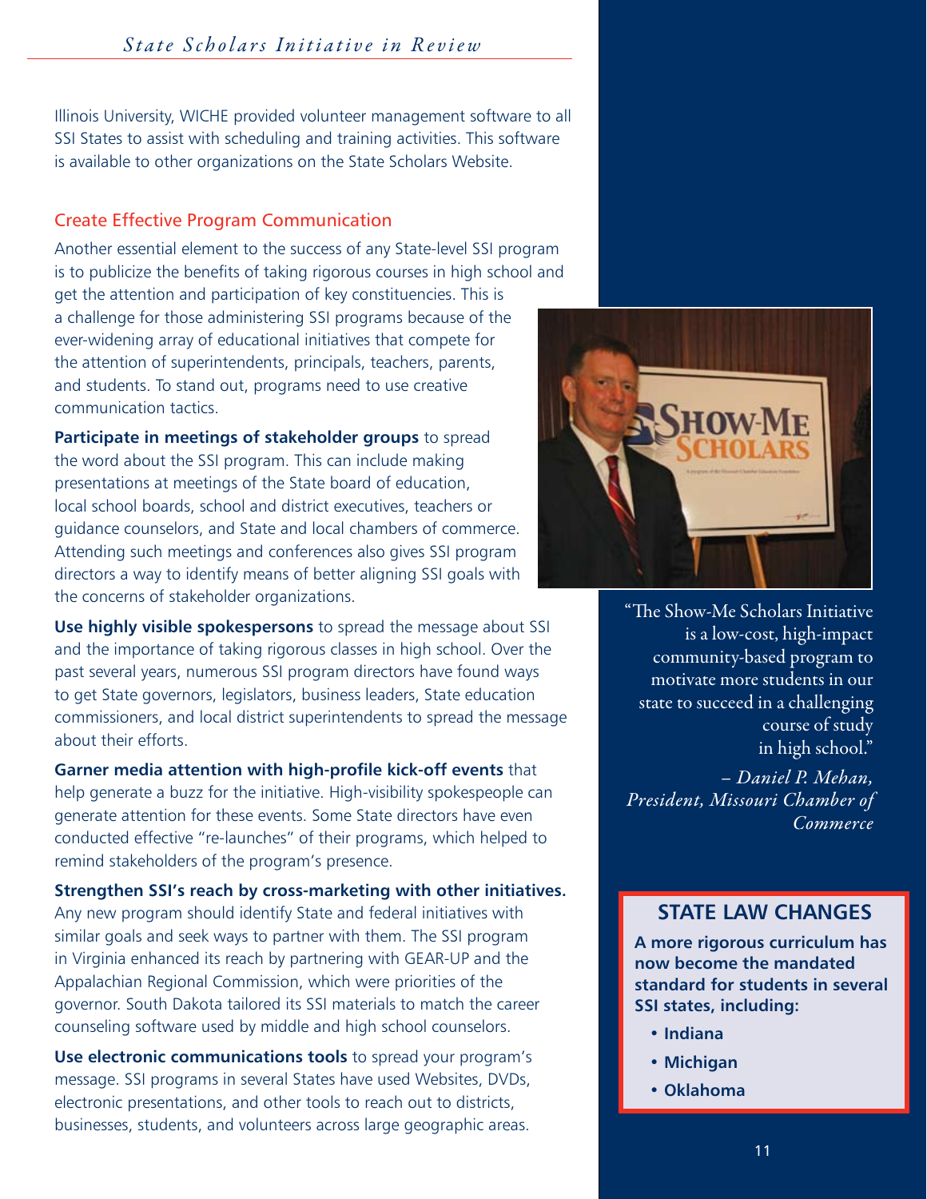Illinois University, WICHE provided volunteer management software to all SSI States to assist with scheduling and training activities. This software is available to other organizations on the State Scholars Website.

## Create Effective Program Communication

Another essential element to the success of any State-level SSI program is to publicize the benefits of taking rigorous courses in high school and get the attention and participation of key constituencies. This is a challenge for those administering SSI programs because of the ever-widening array of educational initiatives that compete for the attention of superintendents, principals, teachers, parents, and students. To stand out, programs need to use creative communication tactics.

**Participate in meetings of stakeholder groups** to spread the word about the SSI program. This can include making presentations at meetings of the State board of education, local school boards, school and district executives, teachers or guidance counselors, and State and local chambers of commerce. Attending such meetings and conferences also gives SSI program directors a way to identify means of better aligning SSI goals with the concerns of stakeholder organizations.

**Use highly visible spokespersons** to spread the message about SSI and the importance of taking rigorous classes in high school. Over the past several years, numerous SSI program directors have found ways to get State governors, legislators, business leaders, State education commissioners, and local district superintendents to spread the message about their efforts.

**Garner media attention with high-profile kick-off events** that help generate a buzz for the initiative. High-visibility spokespeople can generate attention for these events. Some State directors have even conducted effective "re-launches" of their programs, which helped to remind stakeholders of the program's presence.

**Strengthen SSI's reach by cross-marketing with other initiatives.** Any new program should identify State and federal initiatives with similar goals and seek ways to partner with them. The SSI program in Virginia enhanced its reach by partnering with GEAR-UP and the Appalachian Regional Commission, which were priorities of the governor. South Dakota tailored its SSI materials to match the career counseling software used by middle and high school counselors.

**Use electronic communications tools** to spread your program's message. SSI programs in several States have used Websites, DVDs, electronic presentations, and other tools to reach out to districts, businesses, students, and volunteers across large geographic areas.

"The Show-Me Scholars Initiative is a low-cost, high-impact community-based program to motivate more students in our state to succeed in a challenging course of study in high school."

*– Daniel P. Mehan, President, Missouri Chamber of Commerce*

### STATE LAW CHANGES

**A more rigorous curriculum has now become the mandated standard for students in several SSI states, including:**

- **Indiana**
- **Michigan**
- **Oklahoma**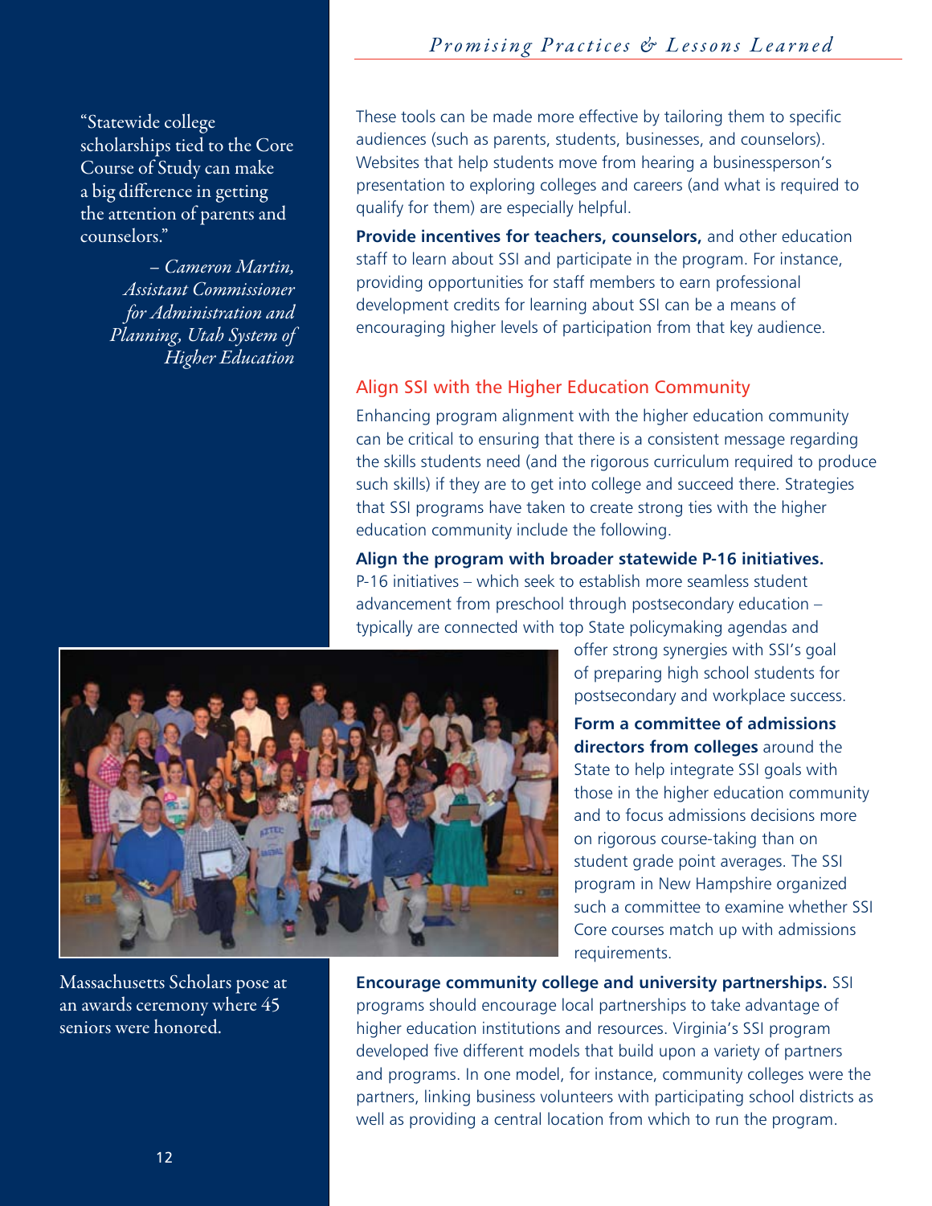"Statewide college scholarships tied to the Core Course of Study can make a big difference in getting the attention of parents and counselors."

*– Cameron Martin, Assistant Commissioner for Administration and Planning, Utah System of Higher Education*

These tools can be made more effective by tailoring them to specific audiences (such as parents, students, businesses, and counselors). Websites that help students move from hearing a businessperson's presentation to exploring colleges and careers (and what is required to qualify for them) are especially helpful.

**Provide incentives for teachers, counselors,** and other education staff to learn about SSI and participate in the program. For instance, providing opportunities for staff members to earn professional development credits for learning about SSI can be a means of encouraging higher levels of participation from that key audience.

## Align SSI with the Higher Education Community

Enhancing program alignment with the higher education community can be critical to ensuring that there is a consistent message regarding the skills students need (and the rigorous curriculum required to produce such skills) if they are to get into college and succeed there. Strategies that SSI programs have taken to create strong ties with the higher education community include the following.

**Align the program with broader statewide P-16 initiatives.** P-16 initiatives – which seek to establish more seamless student advancement from preschool through postsecondary education – typically are connected with top State policymaking agendas and offer strong synergies with SSI's goal of preparing high school students for postsecondary and workplace success.

**Form a committee of admissions directors from colleges** around the State to help integrate SSI goals with those in the higher education community and to focus admissions decisions more on rigorous course-taking than on student grade point averages. The SSI program in New Hampshire organized such a committee to examine whether SSI Core courses match up with admissions requirements.

Massachusetts Scholars pose at an awards ceremony where 45 seniors were honored.

**Encourage community college and university partnerships.** SSI programs should encourage local partnerships to take advantage of higher education institutions and resources. Virginia's SSI program developed five different models that build upon a variety of partners and programs. In one model, for instance, community colleges were the partners, linking business volunteers with participating school districts as well as providing a central location from which to run the program.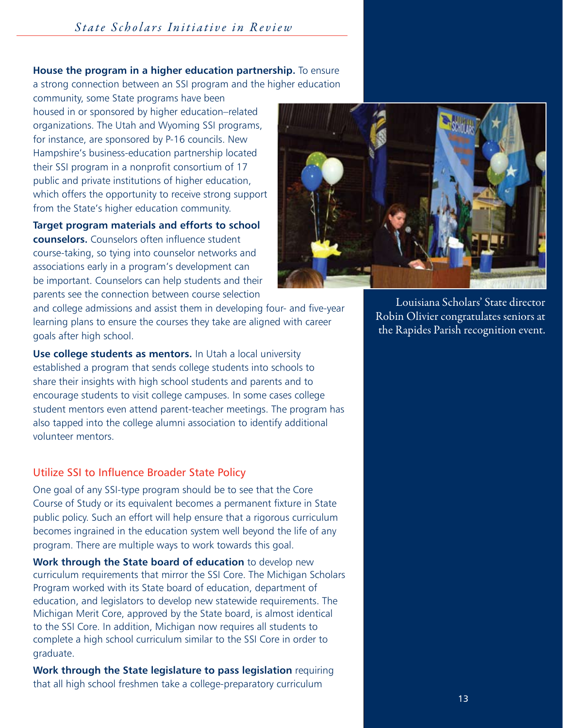**House the program in a higher education partnership.** To ensure a strong connection between an SSI program and the higher education community, some State programs have been housed in or sponsored by higher education–related organizations. The Utah and Wyoming SSI programs, for instance, are sponsored by P-16 councils. New Hampshire's business-education partnership located their SSI program in a nonprofit consortium of 17 public and private institutions of higher education, which offers the opportunity to receive strong support from the State's higher education community.

**Target program materials and efforts to school counselors.** Counselors often influence student course-taking, so tying into counselor networks and associations early in a program's development can be important. Counselors can help students and their parents see the connection between course selection and college admissions and assist them in developing four- and five-year learning plans to ensure the courses they take are aligned with career goals after high school.

**Use college students as mentors.** In Utah a local university established a program that sends college students into schools to share their insights with high school students and parents and to encourage students to visit college campuses. In some cases college student mentors even attend parent-teacher meetings. The program has also tapped into the college alumni association to identify additional volunteer mentors.

Louisiana Scholars' State director Robin Olivier congratulates seniors at the Rapides Parish recognition event.

## Utilize SSI to Influence Broader State Policy

One goal of any SSI-type program should be to see that the Core Course of Study or its equivalent becomes a permanent fixture in State public policy. Such an effort will help ensure that a rigorous curriculum becomes ingrained in the education system well beyond the life of any program. There are multiple ways to work towards this goal.

**Work through the State board of education** to develop new curriculum requirements that mirror the SSI Core. The Michigan Scholars Program worked with its State board of education, department of education, and legislators to develop new statewide requirements. The Michigan Merit Core, approved by the State board, is almost identical to the SSI Core. In addition, Michigan now requires all students to complete a high school curriculum similar to the SSI Core in order to graduate.

**Work through the State legislature to pass legislation** requiring that all high school freshmen take a college-preparatory curriculum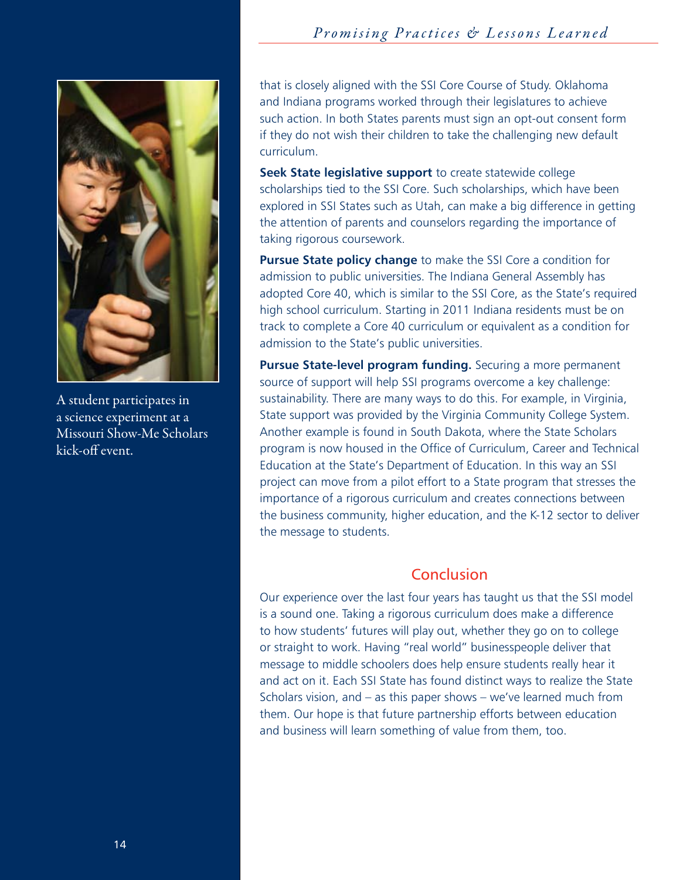that is closely aligned with the SSI Core Course of Study. Oklahoma and Indiana programs worked through their legislatures to achieve such action. In both States parents must sign an opt-out consent form if they do not wish their children to take the challenging new default curriculum.

**Seek State legislative support** to create statewide college scholarships tied to the SSI Core. Such scholarships, which have been explored in SSI States such as Utah, can make a big difference in getting the attention of parents and counselors regarding the importance of taking rigorous coursework.

**Pursue State policy change** to make the SSI Core a condition for admission to public universities. The Indiana General Assembly has adopted Core 40, which is similar to the SSI Core, as the State's required high school curriculum. Starting in 2011 Indiana residents must be on track to complete a Core 40 curriculum or equivalent as a condition for admission to the State's public universities.

**Pursue State-level program funding.** Securing a more permanent source of support will help SSI programs overcome a key challenge: sustainability. There are many ways to do this. For example, in Virginia, State support was provided by the Virginia Community College System. Another example is found in South Dakota, where the State Scholars program is now housed in the Office of Curriculum, Career and Technical Education at the State's Department of Education. In this way an SSI project can move from a pilot effort to a State program that stresses the importance of a rigorous curriculum and creates connections between the business community, higher education, and the K-12 sector to deliver the message to students.

A student participates in a science experiment at a Missouri Show-Me Scholars kick-off event.

## Conclusion

Our experience over the last four years has taught us that the SSI model is a sound one. Taking a rigorous curriculum does make a difference to how students' futures will play out, whether they go on to college or straight to work. Having "real world" businesspeople deliver that message to middle schoolers does help ensure students really hear it and act on it. Each SSI State has found distinct ways to realize the State Scholars vision, and – as this paper shows – we've learned much from them. Our hope is that future partnership efforts between education and business will learn something of value from them, too.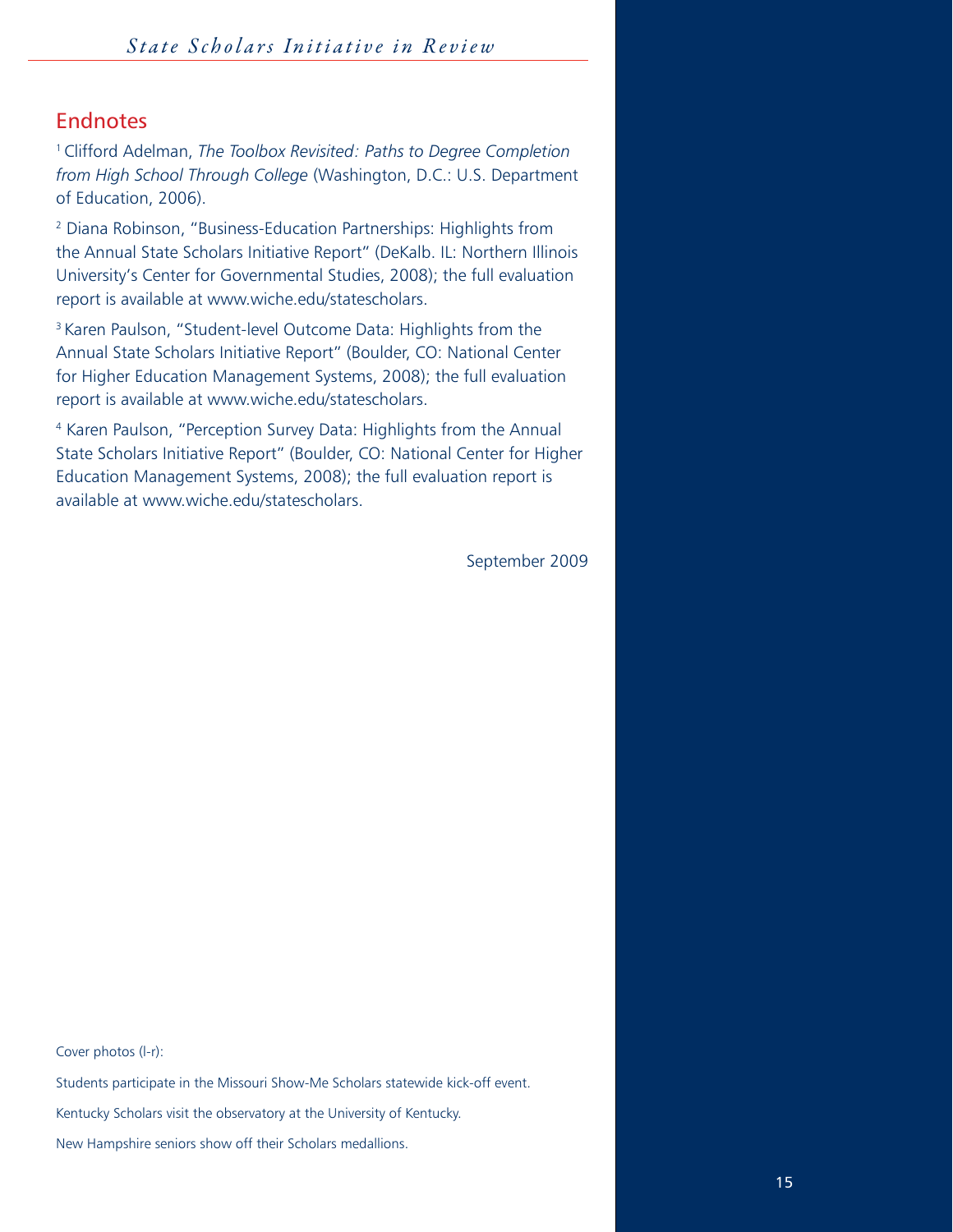## Endnotes

[1] Clifford Adelman, *The Toolbox Revisited: Paths to Degree Completion from High School Through College* (Washington, D.C.: U.S. Department of Education, 2006).

[2] Diana Robinson, "Business-Education Partnerships: Highlights from the Annual State Scholars Initiative Report" (DeKalb. IL: Northern Illinois University's Center for Governmental Studies, 2008); the full evaluation report is available at www.wiche.edu/statescholars.

[3] Karen Paulson, "Student-level Outcome Data: Highlights from the Annual State Scholars Initiative Report" (Boulder, CO: National Center for Higher Education Management Systems, 2008); the full evaluation report is available at www.wiche.edu/statescholars.

[4] Karen Paulson, "Perception Survey Data: Highlights from the Annual State Scholars Initiative Report" (Boulder, CO: National Center for Higher Education Management Systems, 2008); the full evaluation report is available at www.wiche.edu/statescholars.

September 2009

Cover photos (l-r):

Students participate in the Missouri Show-Me Scholars statewide kick-off event.

Kentucky Scholars visit the observatory at the University of Kentucky.

New Hampshire seniors show off their Scholars medallions.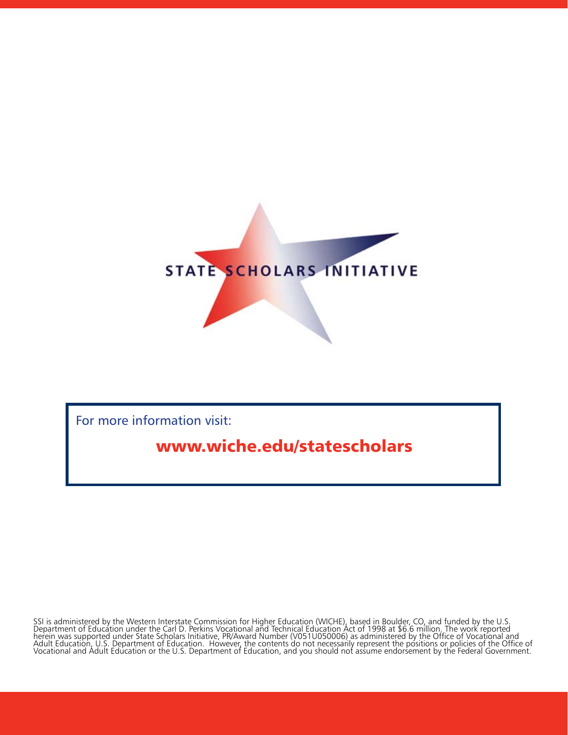STATE SCHOLARS INITIATIVE

For more information visit:

**www.wiche.edu/statescholars**

SSI is administered by the Western Interstate Commission for Higher Education (WICHE), based in Boulder, CO, and funded by the U.S. Department of Education under the Carl D. Perkins Vocational and Technical Education Act of 1998 at $6.6 million. The work reported herein was supported under State Scholars Initiative, PR/Award Number (V051U050006) as administered by the Office of Vocational and Adult Education, U.S. Department of Education. However, the contents do not necessarily represent the positions or policies of the Office of Vocational and Adult Education or the U.S. Department of Education, and you should not assume endorsement by the Federal Government.